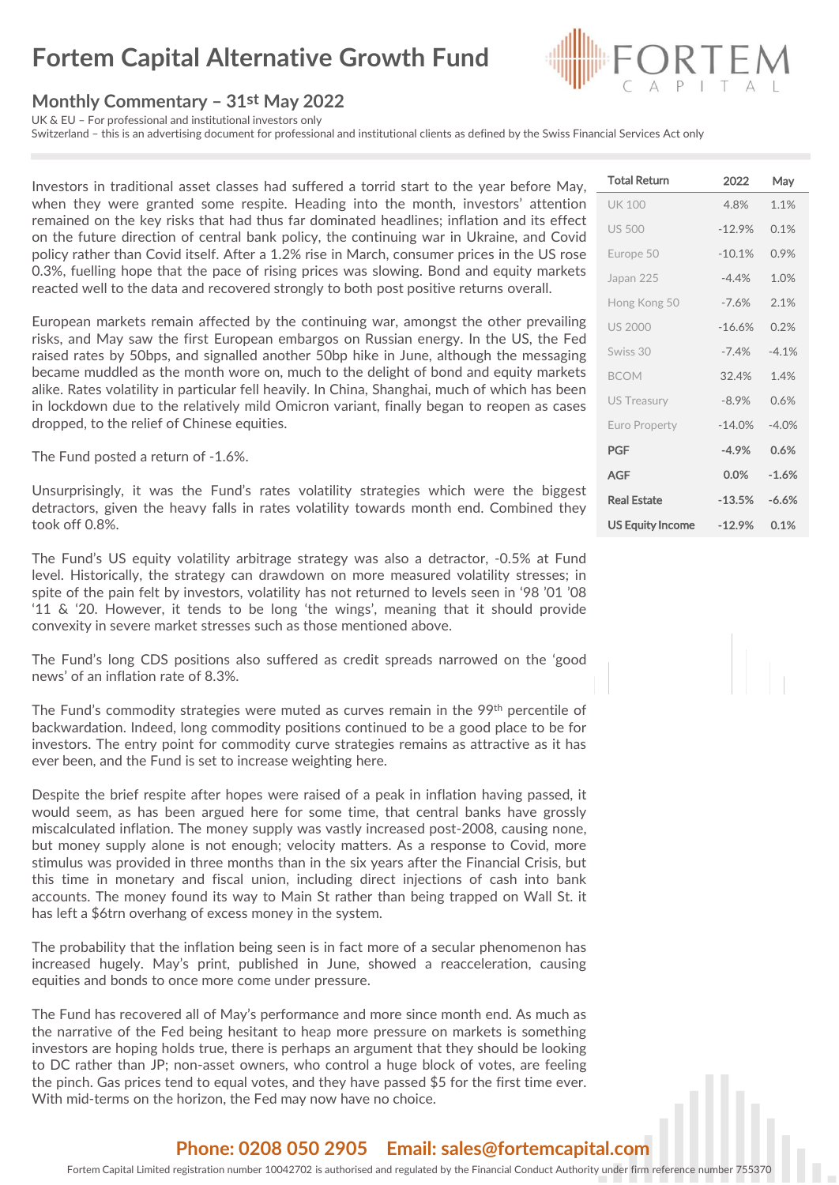# Fortem Capital Alternative Growth Fund

## Monthly Commentary – 31st May 2022

UK & EU – For professional and institutional investors only
Switzerland – this is an advertising document for professional and institutional clients as defined by the Swiss Financial Services Act only

| Total Return | 2022 | May |
|---|---|---|
| UK 100 | 4.8% | 1.1% |
| US 500 | -12.9% | 0.1% |
| Europe 50 | -10.1% | 0.9% |
| Japan 225 | -4.4% | 1.0% |
| Hong Kong 50 | -7.6% | 2.1% |
| US 2000 | -16.6% | 0.2% |
| Swiss 30 | -7.4% | -4.1% |
| BCOM | 32.4% | 1.4% |
| US Treasury | -8.9% | 0.6% |
| Euro Property | -14.0% | -4.0% |
| **PGF** | **-4.9%** | **0.6%** |
| **AGF** | **0.0%** | **-1.6%** |
| **Real Estate** | **-13.5%** | **-6.6%** |
| **US Equity Income** | **-12.9%** | **0.1%** |

Investors in traditional asset classes had suffered a torrid start to the year before May, when they were granted some respite. Heading into the month, investors' attention remained on the key risks that had thus far dominated headlines; inflation and its effect on the future direction of central bank policy, the continuing war in Ukraine, and Covid policy rather than Covid itself. After a 1.2% rise in March, consumer prices in the US rose 0.3%, fuelling hope that the pace of rising prices was slowing. Bond and equity markets reacted well to the data and recovered strongly to both post positive returns overall.

European markets remain affected by the continuing war, amongst the other prevailing risks, and May saw the first European embargos on Russian energy. In the US, the Fed raised rates by 50bps, and signalled another 50bp hike in June, although the messaging became muddled as the month wore on, much to the delight of bond and equity markets alike. Rates volatility in particular fell heavily. In China, Shanghai, much of which has been in lockdown due to the relatively mild Omicron variant, finally began to reopen as cases dropped, to the relief of Chinese equities.

The Fund posted a return of -1.6%.

Unsurprisingly, it was the Fund's rates volatility strategies which were the biggest detractors, given the heavy falls in rates volatility towards month end. Combined they took off 0.8%.

The Fund's US equity volatility arbitrage strategy was also a detractor, -0.5% at Fund level. Historically, the strategy can drawdown on more measured volatility stresses; in spite of the pain felt by investors, volatility has not returned to levels seen in '98 '01 '08 '11 & '20. However, it tends to be long 'the wings', meaning that it should provide convexity in severe market stresses such as those mentioned above.

The Fund's long CDS positions also suffered as credit spreads narrowed on the 'good news' of an inflation rate of 8.3%.

The Fund's commodity strategies were muted as curves remain in the 99th percentile of backwardation. Indeed, long commodity positions continued to be a good place to be for investors. The entry point for commodity curve strategies remains as attractive as it has ever been, and the Fund is set to increase weighting here.

Despite the brief respite after hopes were raised of a peak in inflation having passed, it would seem, as has been argued here for some time, that central banks have grossly miscalculated inflation. The money supply was vastly increased post-2008, causing none, but money supply alone is not enough; velocity matters. As a response to Covid, more stimulus was provided in three months than in the six years after the Financial Crisis, but this time in monetary and fiscal union, including direct injections of cash into bank accounts. The money found its way to Main St rather than being trapped on Wall St. it has left a $6trn overhang of excess money in the system.

The probability that the inflation being seen is in fact more of a secular phenomenon has increased hugely. May's print, published in June, showed a reacceleration, causing equities and bonds to once more come under pressure.

The Fund has recovered all of May's performance and more since month end. As much as the narrative of the Fed being hesitant to heap more pressure on markets is something investors are hoping holds true, there is perhaps an argument that they should be looking to DC rather than JP; non-asset owners, who control a huge block of votes, are feeling the pinch. Gas prices tend to equal votes, and they have passed $5 for the first time ever. With mid-terms on the horizon, the Fed may now have no choice.

**Phone: 0208 050 2905 Email: sales@fortemcapital.com**

Fortem Capital Limited registration number 10042702 is authorised and regulated by the Financial Conduct Authority under firm reference number 755370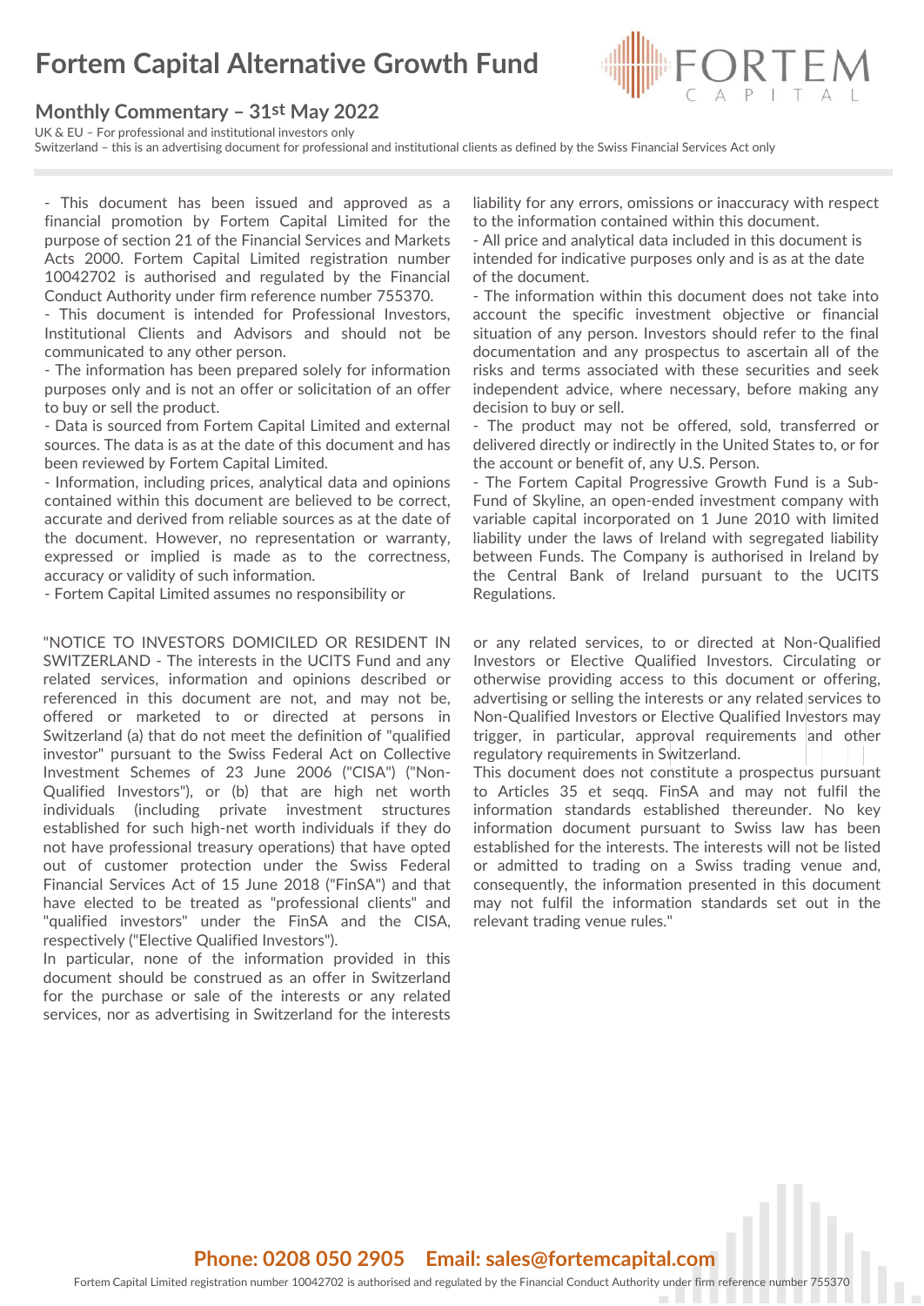# Fortem Capital Alternative Growth Fund

## Monthly Commentary – 31st May 2022

UK & EU – For professional and institutional investors only
Switzerland – this is an advertising document for professional and institutional clients as defined by the Swiss Financial Services Act only

- This document has been issued and approved as a financial promotion by Fortem Capital Limited for the purpose of section 21 of the Financial Services and Markets Acts 2000. Fortem Capital Limited registration number 10042702 is authorised and regulated by the Financial Conduct Authority under firm reference number 755370.
- This document is intended for Professional Investors, Institutional Clients and Advisors and should not be communicated to any other person.
- The information has been prepared solely for information purposes only and is not an offer or solicitation of an offer to buy or sell the product.
- Data is sourced from Fortem Capital Limited and external sources. The data is as at the date of this document and has been reviewed by Fortem Capital Limited.
- Information, including prices, analytical data and opinions contained within this document are believed to be correct, accurate and derived from reliable sources as at the date of the document. However, no representation or warranty, expressed or implied is made as to the correctness, accuracy or validity of such information.
- Fortem Capital Limited assumes no responsibility or liability for any errors, omissions or inaccuracy with respect to the information contained within this document.
- All price and analytical data included in this document is intended for indicative purposes only and is as at the date of the document.
- The information within this document does not take into account the specific investment objective or financial situation of any person. Investors should refer to the final documentation and any prospectus to ascertain all of the risks and terms associated with these securities and seek independent advice, where necessary, before making any decision to buy or sell.
- The product may not be offered, sold, transferred or delivered directly or indirectly in the United States to, or for the account or benefit of, any U.S. Person.
- The Fortem Capital Progressive Growth Fund is a Sub-Fund of Skyline, an open-ended investment company with variable capital incorporated on 1 June 2010 with limited liability under the laws of Ireland with segregated liability between Funds. The Company is authorised in Ireland by the Central Bank of Ireland pursuant to the UCITS Regulations.

"NOTICE TO INVESTORS DOMICILED OR RESIDENT IN SWITZERLAND - The interests in the UCITS Fund and any related services, information and opinions described or referenced in this document are not, and may not be, offered or marketed to or directed at persons in Switzerland (a) that do not meet the definition of "qualified investor" pursuant to the Swiss Federal Act on Collective Investment Schemes of 23 June 2006 ("CISA") ("Non-Qualified Investors"), or (b) that are high net worth individuals (including private investment structures established for such high-net worth individuals if they do not have professional treasury operations) that have opted out of customer protection under the Swiss Federal Financial Services Act of 15 June 2018 ("FinSA") and that have elected to be treated as "professional clients" and "qualified investors" under the FinSA and the CISA, respectively ("Elective Qualified Investors").

In particular, none of the information provided in this document should be construed as an offer in Switzerland for the purchase or sale of the interests or any related services, nor as advertising in Switzerland for the interests or any related services, to or directed at Non-Qualified Investors or Elective Qualified Investors. Circulating or otherwise providing access to this document or offering, advertising or selling the interests or any related services to Non-Qualified Investors or Elective Qualified Investors may trigger, in particular, approval requirements and other regulatory requirements in Switzerland.

This document does not constitute a prospectus pursuant to Articles 35 et seqq. FinSA and may not fulfil the information standards established thereunder. No key information document pursuant to Swiss law has been established for the interests. The interests will not be listed or admitted to trading on a Swiss trading venue and, consequently, the information presented in this document may not fulfil the information standards set out in the relevant trading venue rules."

**Phone: 0208 050 2905 Email: sales@fortemcapital.com**

Fortem Capital Limited registration number 10042702 is authorised and regulated by the Financial Conduct Authority under firm reference number 755370